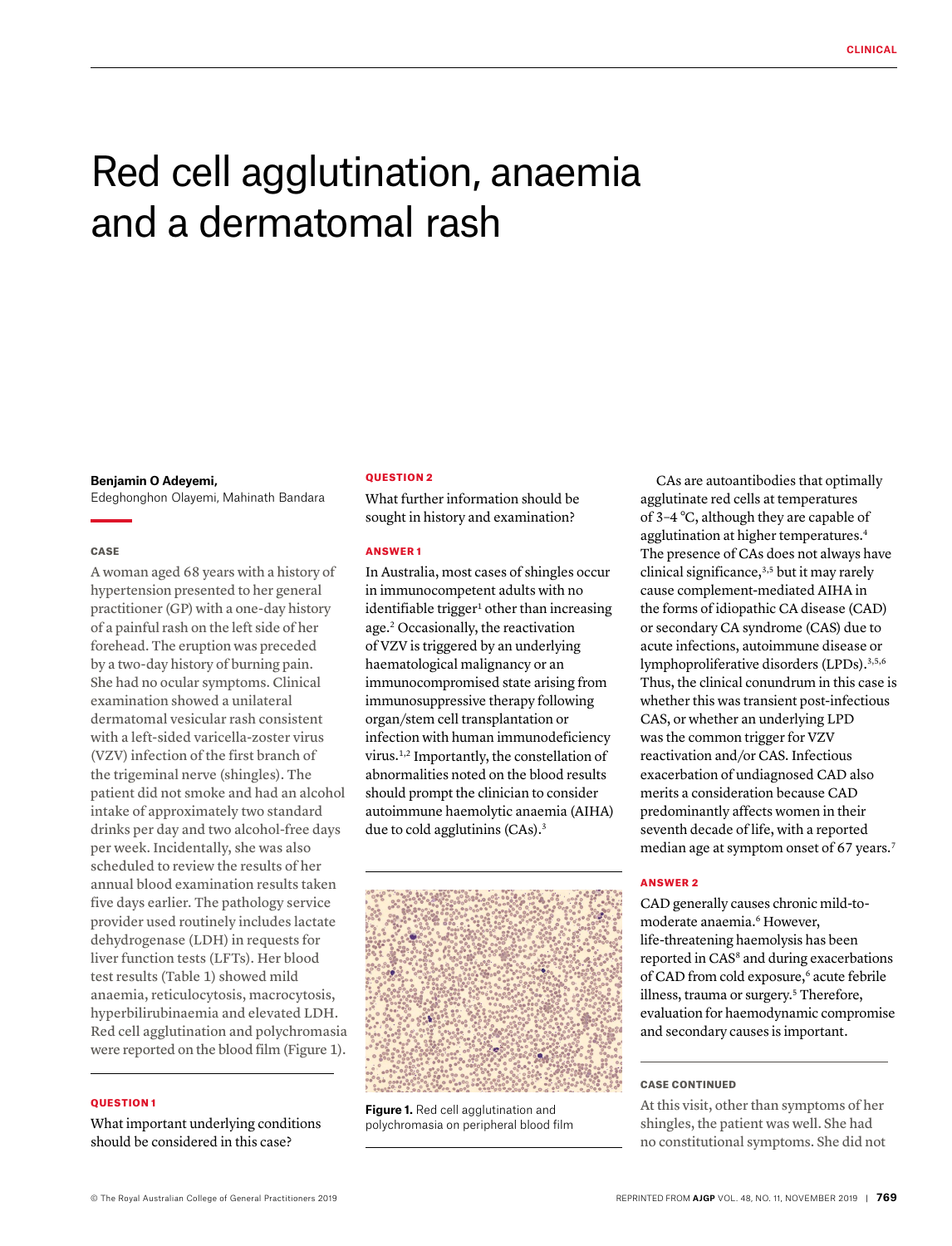# Red cell agglutination, anaemia and a dermatomal rash

**Benjamin O Adeyemi,**
Edeghonghon Olayemi, Mahinath Bandara

## CASE

A woman aged 68 years with a history of hypertension presented to her general practitioner (GP) with a one-day history of a painful rash on the left side of her forehead. The eruption was preceded by a two-day history of burning pain. She had no ocular symptoms. Clinical examination showed a unilateral dermatomal vesicular rash consistent with a left-sided varicella-zoster virus (VZV) infection of the first branch of the trigeminal nerve (shingles). The patient did not smoke and had an alcohol intake of approximately two standard drinks per day and two alcohol-free days per week. Incidentally, she was also scheduled to review the results of her annual blood examination results taken five days earlier. The pathology service provider used routinely includes lactate dehydrogenase (LDH) in requests for liver function tests (LFTs). Her blood test results (Table 1) showed mild anaemia, reticulocytosis, macrocytosis, hyperbilirubinaemia and elevated LDH. Red cell agglutination and polychromasia were reported on the blood film (Figure 1).

## QUESTION 1

What important underlying conditions should be considered in this case?

## QUESTION 2

What further information should be sought in history and examination?

## ANSWER 1

In Australia, most cases of shingles occur in immunocompetent adults with no identifiable trigger[1] other than increasing age.[2] Occasionally, the reactivation of VZV is triggered by an underlying haematological malignancy or an immunocompromised state arising from immunosuppressive therapy following organ/stem cell transplantation or infection with human immunodeficiency virus.[1,2] Importantly, the constellation of abnormalities noted on the blood results should prompt the clinician to consider autoimmune haemolytic anaemia (AIHA) due to cold agglutinins (CAs).[3]

**Figure 1.** Red cell agglutination and polychromasia on peripheral blood film

CAs are autoantibodies that optimally agglutinate red cells at temperatures of 3–4 °C, although they are capable of agglutination at higher temperatures.[4] The presence of CAs does not always have clinical significance,[3,5] but it may rarely cause complement-mediated AIHA in the forms of idiopathic CA disease (CAD) or secondary CA syndrome (CAS) due to acute infections, autoimmune disease or lymphoproliferative disorders (LPDs).[3,5,6] Thus, the clinical conundrum in this case is whether this was transient post-infectious CAS, or whether an underlying LPD was the common trigger for VZV reactivation and/or CAS. Infectious exacerbation of undiagnosed CAD also merits a consideration because CAD predominantly affects women in their seventh decade of life, with a reported median age at symptom onset of 67 years.[7]

## ANSWER 2

CAD generally causes chronic mild-to-moderate anaemia.[6] However, life-threatening haemolysis has been reported in CAS[8] and during exacerbations of CAD from cold exposure,[6] acute febrile illness, trauma or surgery.[5] Therefore, evaluation for haemodynamic compromise and secondary causes is important.

## CASE CONTINUED

At this visit, other than symptoms of her shingles, the patient was well. She had no constitutional symptoms. She did not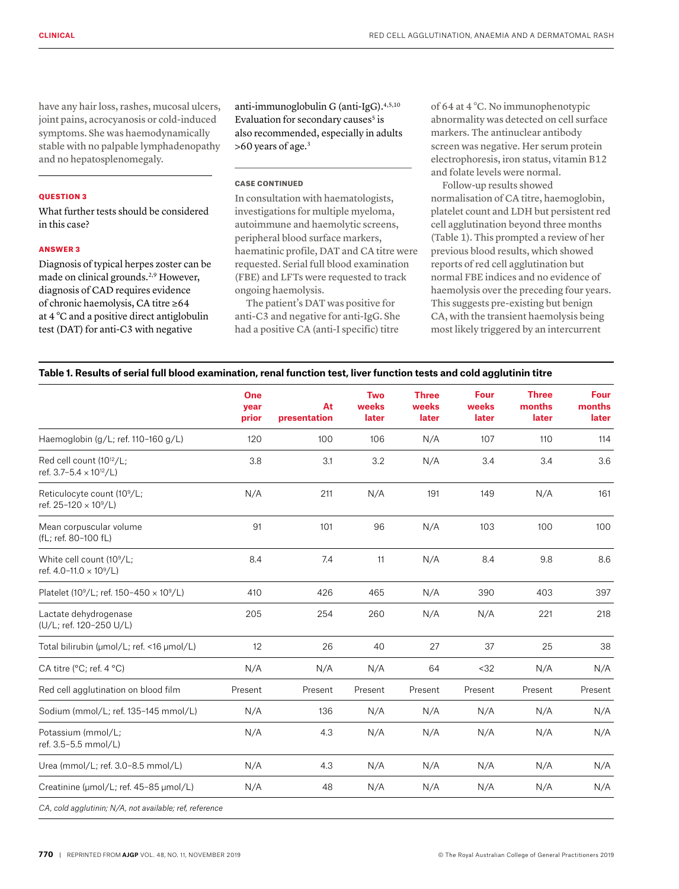have any hair loss, rashes, mucosal ulcers, joint pains, acrocyanosis or cold-induced symptoms. She was haemodynamically stable with no palpable lymphadenopathy and no hepatosplenomegaly.

### QUESTION 3

What further tests should be considered in this case?

### ANSWER 3

Diagnosis of typical herpes zoster can be made on clinical grounds.[2,9] However, diagnosis of CAD requires evidence of chronic haemolysis, CA titre ≥64 at 4 °C and a positive direct antiglobulin test (DAT) for anti-C3 with negative anti-immunoglobulin G (anti-IgG).[4,5,10] Evaluation for secondary causes[5] is also recommended, especially in adults >60 years of age.[3]

### CASE CONTINUED

In consultation with haematologists, investigations for multiple myeloma, autoimmune and haemolytic screens, peripheral blood surface markers, haematinic profile, DAT and CA titre were requested. Serial full blood examination (FBE) and LFTs were requested to track ongoing haemolysis.

The patient's DAT was positive for anti-C3 and negative for anti-IgG. She had a positive CA (anti-I specific) titre of 64 at 4 °C. No immunophenotypic abnormality was detected on cell surface markers. The antinuclear antibody screen was negative. Her serum protein electrophoresis, iron status, vitamin B12 and folate levels were normal.

Follow-up results showed normalisation of CA titre, haemoglobin, platelet count and LDH but persistent red cell agglutination beyond three months (Table 1). This prompted a review of her previous blood results, which showed reports of red cell agglutination but normal FBE indices and no evidence of haemolysis over the preceding four years. This suggests pre-existing but benign CA, with the transient haemolysis being most likely triggered by an intercurrent

**Table 1. Results of serial full blood examination, renal function test, liver function tests and cold agglutinin titre**

| | One year prior | At presentation | Two weeks later | Three weeks later | Four weeks later | Three months later | Four months later |
|---|---|---|---|---|---|---|---|
| Haemoglobin (g/L; ref. 110–160 g/L) | 120 | 100 | 106 | N/A | 107 | 110 | 114 |
| Red cell count ($10^{12}$/L; ref. 3.7–5.4 × $10^{12}$/L) | 3.8 | 3.1 | 3.2 | N/A | 3.4 | 3.4 | 3.6 |
| Reticulocyte count ($10^{9}$/L; ref. 25–120 × $10^{9}$/L) | N/A | 211 | N/A | 191 | 149 | N/A | 161 |
| Mean corpuscular volume (fL; ref. 80–100 fL) | 91 | 101 | 96 | N/A | 103 | 100 | 100 |
| White cell count ($10^{9}$/L; ref. 4.0–11.0 × $10^{9}$/L) | 8.4 | 7.4 | 11 | N/A | 8.4 | 9.8 | 8.6 |
| Platelet ($10^{9}$/L; ref. 150–450 × $10^{9}$/L) | 410 | 426 | 465 | N/A | 390 | 403 | 397 |
| Lactate dehydrogenase (U/L; ref. 120–250 U/L) | 205 | 254 | 260 | N/A | N/A | 221 | 218 |
| Total bilirubin (µmol/L; ref. <16 µmol/L) | 12 | 26 | 40 | 27 | 37 | 25 | 38 |
| CA titre (°C; ref. 4 °C) | N/A | N/A | N/A | 64 | <32 | N/A | N/A |
| Red cell agglutination on blood film | Present | Present | Present | Present | Present | Present | Present |
| Sodium (mmol/L; ref. 135–145 mmol/L) | N/A | 136 | N/A | N/A | N/A | N/A | N/A |
| Potassium (mmol/L; ref. 3.5–5.5 mmol/L) | N/A | 4.3 | N/A | N/A | N/A | N/A | N/A |
| Urea (mmol/L; ref. 3.0–8.5 mmol/L) | N/A | 4.3 | N/A | N/A | N/A | N/A | N/A |
| Creatinine (µmol/L; ref. 45–85 µmol/L) | N/A | 48 | N/A | N/A | N/A | N/A | N/A |

*CA, cold agglutinin; N/A, not available; ref, reference*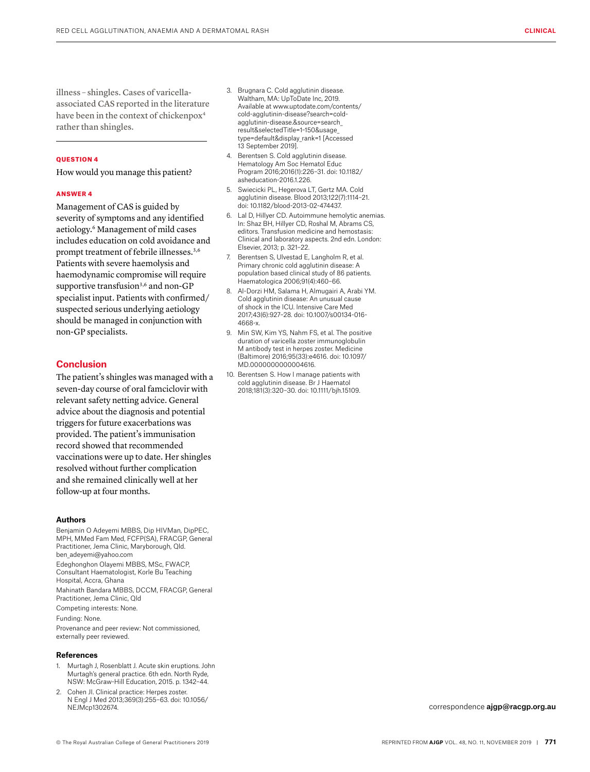illness – shingles. Cases of varicella-associated CAS reported in the literature have been in the context of chickenpox[4] rather than shingles.

#### QUESTION 4

How would you manage this patient?

#### ANSWER 4

Management of CAS is guided by severity of symptoms and any identified aetiology.[6] Management of mild cases includes education on cold avoidance and prompt treatment of febrile illnesses.[3,6] Patients with severe haemolysis and haemodynamic compromise will require supportive transfusion[3,6] and non-GP specialist input. Patients with confirmed/suspected serious underlying aetiology should be managed in conjunction with non-GP specialists.

## Conclusion

The patient's shingles was managed with a seven-day course of oral famciclovir with relevant safety netting advice. General advice about the diagnosis and potential triggers for future exacerbations was provided. The patient's immunisation record showed that recommended vaccinations were up to date. Her shingles resolved without further complication and she remained clinically well at her follow-up at four months.

### Authors

Benjamin O Adeyemi MBBS, Dip HIVMan, DipPEC, MPH, MMed Fam Med, FCFP(SA), FRACGP, General Practitioner, Jema Clinic, Maryborough, Qld. ben_adeyemi@yahoo.com

Edeghonghon Olayemi MBBS, MSc, FWACP, Consultant Haematologist, Korle Bu Teaching Hospital, Accra, Ghana

Mahinath Bandara MBBS, DCCM, FRACGP, General Practitioner, Jema Clinic, Qld

Competing interests: None.

Funding: None.

Provenance and peer review: Not commissioned, externally peer reviewed.

### References

1. Murtagh J, Rosenblatt J. Acute skin eruptions. John Murtagh's general practice. 6th edn. North Ryde, NSW: McGraw-Hill Education, 2015. p. 1342–44.
2. Cohen JI. Clinical practice: Herpes zoster. N Engl J Med 2013;369(3):255–63. doi: 10.1056/NEJMcp1302674.
3. Brugnara C. Cold agglutinin disease. Waltham, MA: UpToDate Inc, 2019. Available at www.uptodate.com/contents/cold-agglutinin-disease?search=cold-agglutinin-disease.&source=search_result&selectedTitle=1~150&usage_type=default&display_rank=1 [Accessed 13 September 2019].
4. Berentsen S. Cold agglutinin disease. Hematology Am Soc Hematol Educ Program 2016;2016(1):226–31. doi: 10.1182/asheducation-2016.1.226.
5. Swiecicki PL, Hegerova LT, Gertz MA. Cold agglutinin disease. Blood 2013;122(7):1114–21. doi: 10.1182/blood-2013-02-474437.
6. Lal D, Hillyer CD. Autoimmune hemolytic anemias. In: Shaz BH, Hillyer CD, Roshal M, Abrams CS, editors. Transfusion medicine and hemostasis: Clinical and laboratory aspects. 2nd edn. London: Elsevier, 2013; p. 321–22.
7. Berentsen S, Ulvestad E, Langholm R, et al. Primary chronic cold agglutinin disease: A population based clinical study of 86 patients. Haematologica 2006;91(4):460–66.
8. Al-Dorzi HM, Salama H, Almugairi A, Arabi YM. Cold agglutinin disease: An unusual cause of shock in the ICU. Intensive Care Med 2017;43(6):927–28. doi: 10.1007/s00134-016-4668-x.
9. Min SW, Kim YS, Nahm FS, et al. The positive duration of varicella zoster immunoglobulin M antibody test in herpes zoster. Medicine (Baltimore) 2016;95(33):e4616. doi: 10.1097/MD.0000000000004616.
10. Berentsen S. How I manage patients with cold agglutinin disease. Br J Haematol 2018;181(3):320–30. doi: 10.1111/bjh.15109.

correspondence **ajgp@racgp.org.au**